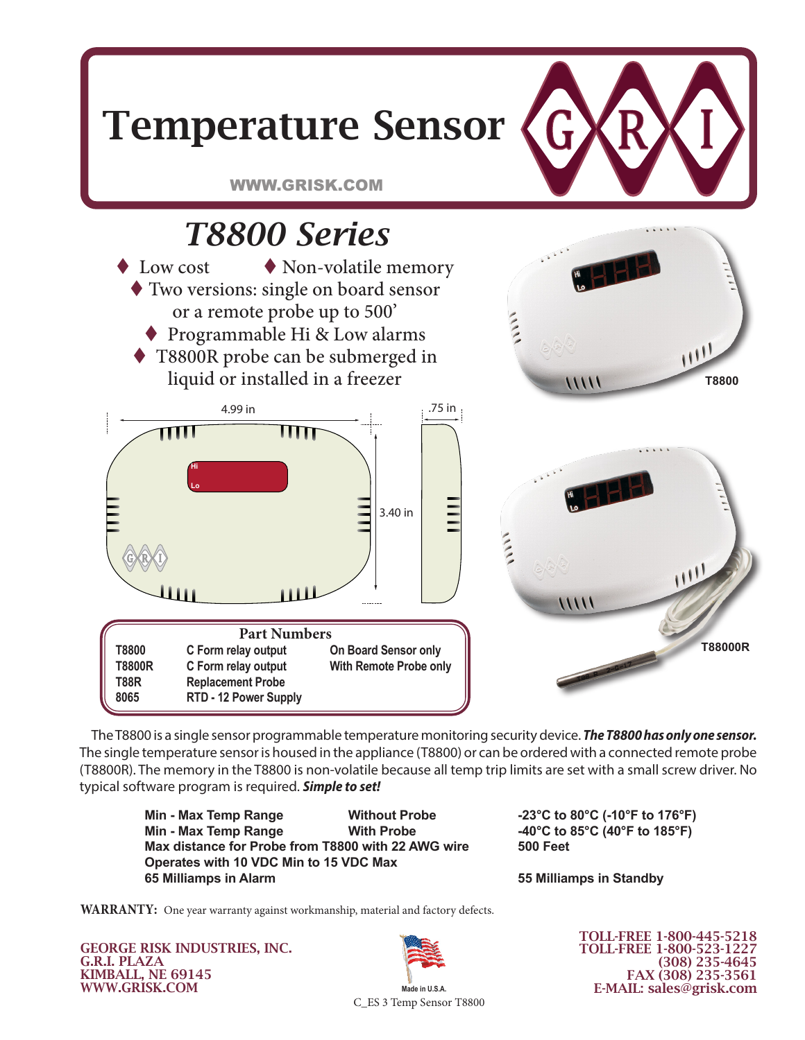# Temperature Sensor

WWW.GRISK.COM

## *T8800 Series*

- Low cost
- Non-volatile memory
- Two versions: single on board sensor or a remote probe up to 500'
- Programmable Hi & Low alarms
- T8800R probe can be submerged in liquid or installed in a freezer

T8800

4.99 in

.75 in

3.40 in

T88000R

**Part Numbers**

| | | |
|---|---|---|
| T8800 | C Form relay output | On Board Sensor only |
| T8800R | C Form relay output | With Remote Probe only |
| T88R | Replacement Probe | |
| 8065 | RTD - 12 Power Supply | |

The T8800 is a single sensor programmable temperature monitoring security device. ***The T8800 has only one sensor.*** The single temperature sensor is housed in the appliance (T8800) or can be ordered with a connected remote probe (T8800R). The memory in the T8800 is non-volatile because all temp trip limits are set with a small screw driver. No typical software program is required. ***Simple to set!***

| | | |
|---|---|---|
| **Min - Max Temp Range** | **Without Probe** | **-23°C to 80°C (-10°F to 176°F)** |
| **Min - Max Temp Range** | **With Probe** | **-40°C to 85°C (40°F to 185°F)** |
| **Max distance for Probe from T8800 with 22 AWG wire** | | **500 Feet** |
| **Operates with 10 VDC Min to 15 VDC Max** | | |
| **65 Milliamps in Alarm** | | **55 Milliamps in Standby** |

**WARRANTY:** One year warranty against workmanship, material and factory defects.

GEORGE RISK INDUSTRIES, INC.
G.R.I. PLAZA
KIMBALL, NE 69145
WWW.GRISK.COM

Made in U.S.A.

C_ES 3 Temp Sensor T8800

TOLL-FREE 1-800-445-5218
TOLL-FREE 1-800-523-1227
(308) 235-4645
FAX (308) 235-3561
E-MAIL: sales@grisk.com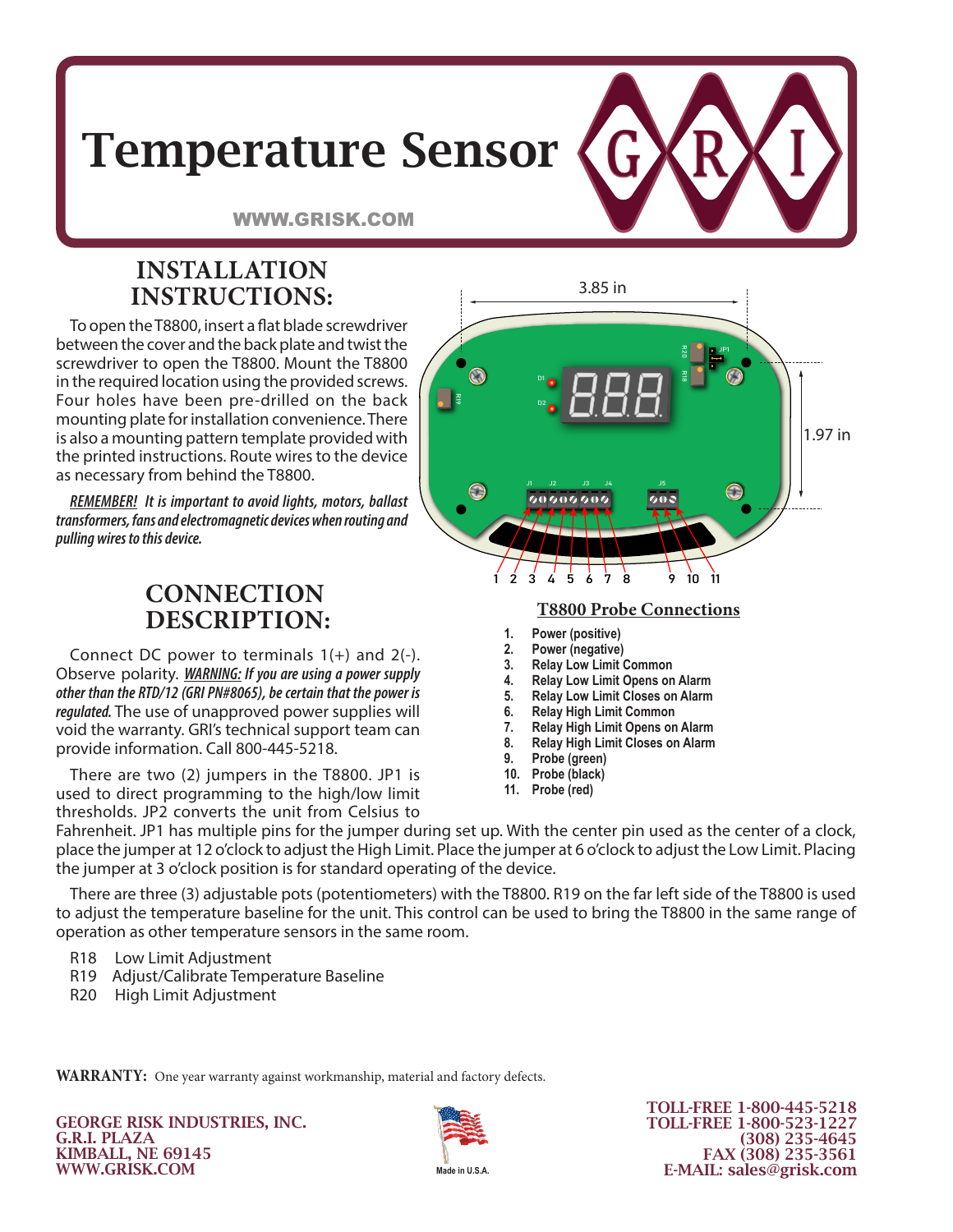# Temperature Sensor

WWW.GRISK.COM

## INSTALLATION INSTRUCTIONS:

To open the T8800, insert a flat blade screwdriver between the cover and the back plate and twist the screwdriver to open the T8800. Mount the T8800 in the required location using the provided screws. Four holes have been pre-drilled on the back mounting plate for installation convenience. There is also a mounting pattern template provided with the printed instructions. Route wires to the device as necessary from behind the T8800.

***REMEMBER!*** ***It is important to avoid lights, motors, ballast transformers, fans and electromagnetic devices when routing and pulling wires to this device.***

3.85 in

1.97 in

1 2 3 4 5 6 7 8 9 10 11

## CONNECTION DESCRIPTION:

Connect DC power to terminals 1(+) and 2(-). Observe polarity. ***WARNING:*** ***If you are using a power supply other than the RTD/12 (GRI PN#8065), be certain that the power is regulated.*** The use of unapproved power supplies will void the warranty. GRI's technical support team can provide information. Call 800-445-5218.

There are two (2) jumpers in the T8800. JP1 is used to direct programming to the high/low limit thresholds. JP2 converts the unit from Celsius to Fahrenheit. JP1 has multiple pins for the jumper during set up. With the center pin used as the center of a clock, place the jumper at 12 o'clock to adjust the High Limit. Place the jumper at 6 o'clock to adjust the Low Limit. Placing the jumper at 3 o'clock position is for standard operating of the device.

There are three (3) adjustable pots (potentiometers) with the T8800. R19 on the far left side of the T8800 is used to adjust the temperature baseline for the unit. This control can be used to bring the T8800 in the same range of operation as other temperature sensors in the same room.

R18 Low Limit Adjustment
R19 Adjust/Calibrate Temperature Baseline
R20 High Limit Adjustment

### T8800 Probe Connections

1. **Power (positive)**
2. **Power (negative)**
3. **Relay Low Limit Common**
4. **Relay Low Limit Opens on Alarm**
5. **Relay Low Limit Closes on Alarm**
6. **Relay High Limit Common**
7. **Relay High Limit Opens on Alarm**
8. **Relay High Limit Closes on Alarm**
9. **Probe (green)**
10. **Probe (black)**
11. **Probe (red)**

**WARRANTY:** One year warranty against workmanship, material and factory defects.

**GEORGE RISK INDUSTRIES, INC.**
**G.R.I. PLAZA**
**KIMBALL, NE 69145**
**WWW.GRISK.COM**

Made in U.S.A.

**TOLL-FREE 1-800-445-5218**
**TOLL-FREE 1-800-523-1227**
**(308) 235-4645**
**FAX (308) 235-3561**
**E-MAIL: sales@grisk.com**